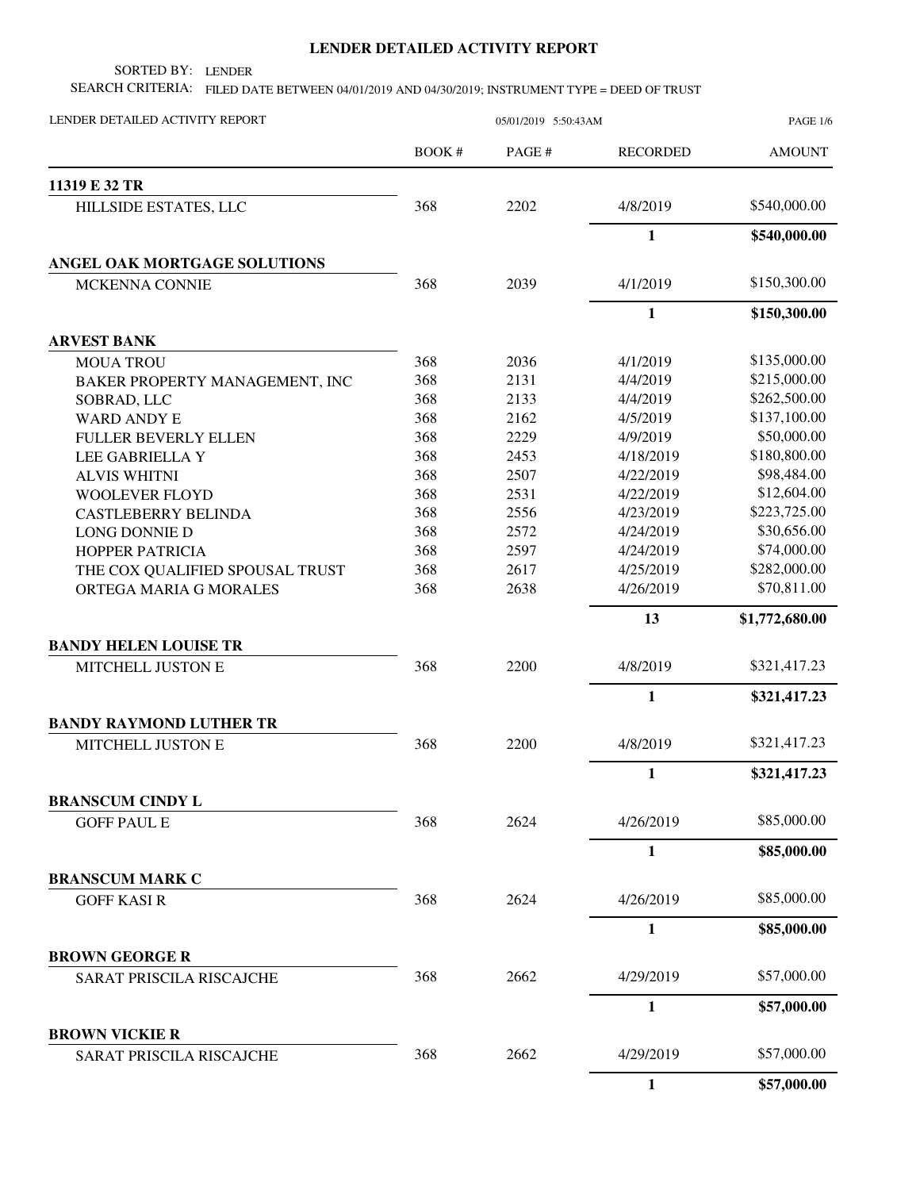# LENDER DETAILED ACTIVITY REPORT

SORTED BY: LENDER

SEARCH CRITERIA: FILED DATE BETWEEN 04/01/2019 AND 04/30/2019; INSTRUMENT TYPE = DEED OF TRUST

LENDER DETAILED ACTIVITY REPORT 05/01/2019 5:50:43AM

| | BOOK # | PAGE # | RECORDED | AMOUNT |
|---|---|---|---|---|
| **11319 E 32 TR** | | | | |
| HILLSIDE ESTATES, LLC | 368 | 2202 | 4/8/2019 | $540,000.00 |
| | | | **1** | **$540,000.00** |
| **ANGEL OAK MORTGAGE SOLUTIONS** | | | | |
| MCKENNA CONNIE | 368 | 2039 | 4/1/2019 | $150,300.00 |
| | | | **1** | **$150,300.00** |
| **ARVEST BANK** | | | | |
| MOUA TROU | 368 | 2036 | 4/1/2019 | $135,000.00 |
| BAKER PROPERTY MANAGEMENT, INC | 368 | 2131 | 4/4/2019 | $215,000.00 |
| SOBRAD, LLC | 368 | 2133 | 4/4/2019 | $262,500.00 |
| WARD ANDY E | 368 | 2162 | 4/5/2019 | $137,100.00 |
| FULLER BEVERLY ELLEN | 368 | 2229 | 4/9/2019 | $50,000.00 |
| LEE GABRIELLA Y | 368 | 2453 | 4/18/2019 | $180,800.00 |
| ALVIS WHITNI | 368 | 2507 | 4/22/2019 | $98,484.00 |
| WOOLEVER FLOYD | 368 | 2531 | 4/22/2019 | $12,604.00 |
| CASTLEBERRY BELINDA | 368 | 2556 | 4/23/2019 | $223,725.00 |
| LONG DONNIE D | 368 | 2572 | 4/24/2019 | $30,656.00 |
| HOPPER PATRICIA | 368 | 2597 | 4/24/2019 | $74,000.00 |
| THE COX QUALIFIED SPOUSAL TRUST | 368 | 2617 | 4/25/2019 | $282,000.00 |
| ORTEGA MARIA G MORALES | 368 | 2638 | 4/26/2019 | $70,811.00 |
| | | | **13** | **$1,772,680.00** |
| **BANDY HELEN LOUISE TR** | | | | |
| MITCHELL JUSTON E | 368 | 2200 | 4/8/2019 | $321,417.23 |
| | | | **1** | **$321,417.23** |
| **BANDY RAYMOND LUTHER TR** | | | | |
| MITCHELL JUSTON E | 368 | 2200 | 4/8/2019 | $321,417.23 |
| | | | **1** | **$321,417.23** |
| **BRANSCUM CINDY L** | | | | |
| GOFF PAUL E | 368 | 2624 | 4/26/2019 | $85,000.00 |
| | | | **1** | **$85,000.00** |
| **BRANSCUM MARK C** | | | | |
| GOFF KASI R | 368 | 2624 | 4/26/2019 | $85,000.00 |
| | | | **1** | **$85,000.00** |
| **BROWN GEORGE R** | | | | |
| SARAT PRISCILA RISCAJCHE | 368 | 2662 | 4/29/2019 | $57,000.00 |
| | | | **1** | **$57,000.00** |
| **BROWN VICKIE R** | | | | |
| SARAT PRISCILA RISCAJCHE | 368 | 2662 | 4/29/2019 | $57,000.00 |
| | | | **1** | **$57,000.00** |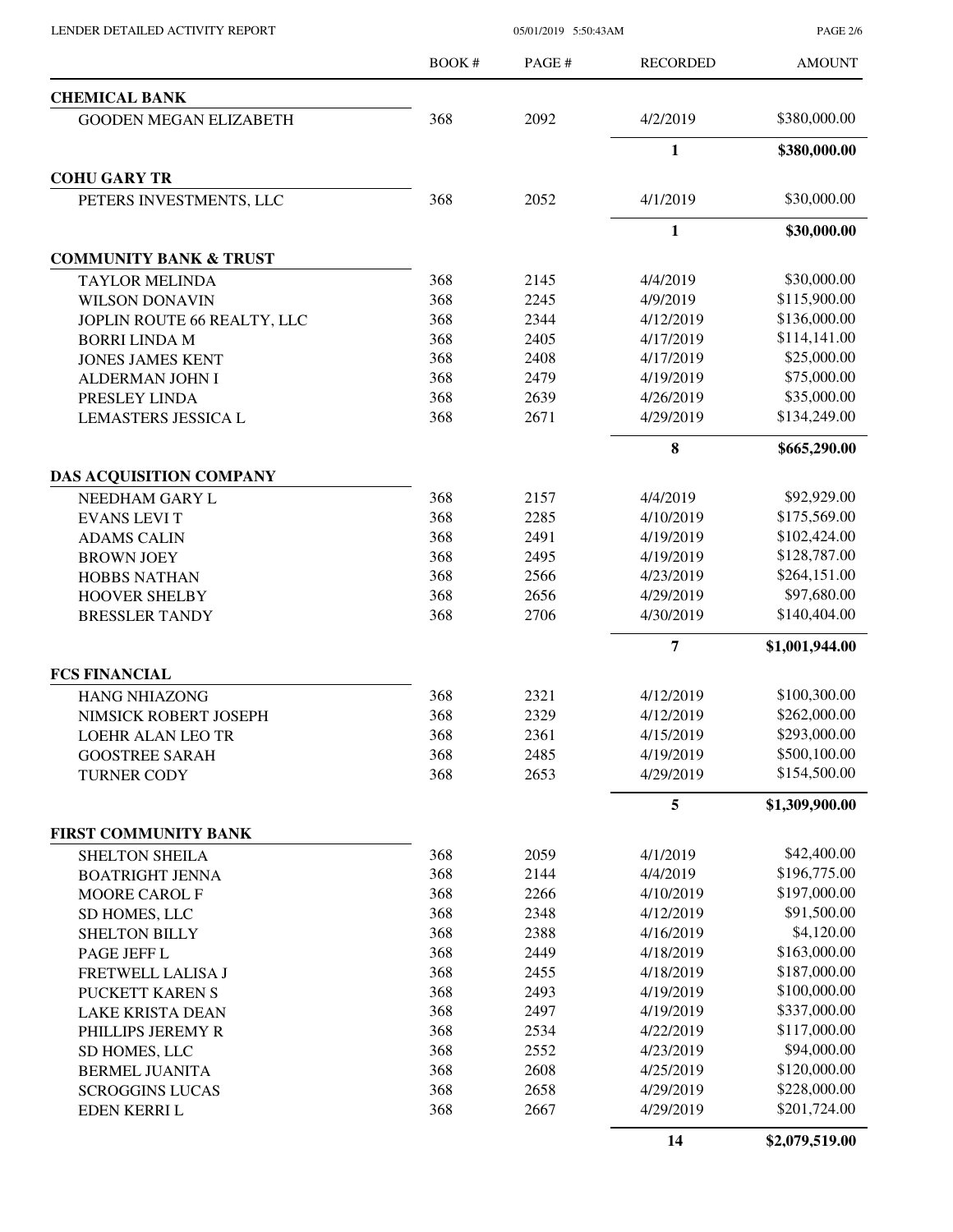| | BOOK # | PAGE # | RECORDED | AMOUNT |
|---|---|---|---|---|
| **CHEMICAL BANK** | | | | |
| GOODEN MEGAN ELIZABETH | 368 | 2092 | 4/2/2019 | $380,000.00 |
| | | | **1** | **$380,000.00** |
| **COHU GARY TR** | | | | |
| PETERS INVESTMENTS, LLC | 368 | 2052 | 4/1/2019 | $30,000.00 |
| | | | **1** | **$30,000.00** |
| **COMMUNITY BANK & TRUST** | | | | |
| TAYLOR MELINDA | 368 | 2145 | 4/4/2019 | $30,000.00 |
| WILSON DONAVIN | 368 | 2245 | 4/9/2019 | $115,900.00 |
| JOPLIN ROUTE 66 REALTY, LLC | 368 | 2344 | 4/12/2019 | $136,000.00 |
| BORRI LINDA M | 368 | 2405 | 4/17/2019 | $114,141.00 |
| JONES JAMES KENT | 368 | 2408 | 4/17/2019 | $25,000.00 |
| ALDERMAN JOHN I | 368 | 2479 | 4/19/2019 | $75,000.00 |
| PRESLEY LINDA | 368 | 2639 | 4/26/2019 | $35,000.00 |
| LEMASTERS JESSICA L | 368 | 2671 | 4/29/2019 | $134,249.00 |
| | | | **8** | **$665,290.00** |
| **DAS ACQUISITION COMPANY** | | | | |
| NEEDHAM GARY L | 368 | 2157 | 4/4/2019 | $92,929.00 |
| EVANS LEVI T | 368 | 2285 | 4/10/2019 | $175,569.00 |
| ADAMS CALIN | 368 | 2491 | 4/19/2019 | $102,424.00 |
| BROWN JOEY | 368 | 2495 | 4/19/2019 | $128,787.00 |
| HOBBS NATHAN | 368 | 2566 | 4/23/2019 | $264,151.00 |
| HOOVER SHELBY | 368 | 2656 | 4/29/2019 | $97,680.00 |
| BRESSLER TANDY | 368 | 2706 | 4/30/2019 | $140,404.00 |
| | | | **7** | **$1,001,944.00** |
| **FCS FINANCIAL** | | | | |
| HANG NHIAZONG | 368 | 2321 | 4/12/2019 | $100,300.00 |
| NIMSICK ROBERT JOSEPH | 368 | 2329 | 4/12/2019 | $262,000.00 |
| LOEHR ALAN LEO TR | 368 | 2361 | 4/15/2019 | $293,000.00 |
| GOOSTREE SARAH | 368 | 2485 | 4/19/2019 | $500,100.00 |
| TURNER CODY | 368 | 2653 | 4/29/2019 | $154,500.00 |
| | | | **5** | **$1,309,900.00** |
| **FIRST COMMUNITY BANK** | | | | |
| SHELTON SHEILA | 368 | 2059 | 4/1/2019 | $42,400.00 |
| BOATRIGHT JENNA | 368 | 2144 | 4/4/2019 | $196,775.00 |
| MOORE CAROL F | 368 | 2266 | 4/10/2019 | $197,000.00 |
| SD HOMES, LLC | 368 | 2348 | 4/12/2019 | $91,500.00 |
| SHELTON BILLY | 368 | 2388 | 4/16/2019 | $4,120.00 |
| PAGE JEFF L | 368 | 2449 | 4/18/2019 | $163,000.00 |
| FRETWELL LALISA J | 368 | 2455 | 4/18/2019 | $187,000.00 |
| PUCKETT KAREN S | 368 | 2493 | 4/19/2019 | $100,000.00 |
| LAKE KRISTA DEAN | 368 | 2497 | 4/19/2019 | $337,000.00 |
| PHILLIPS JEREMY R | 368 | 2534 | 4/22/2019 | $117,000.00 |
| SD HOMES, LLC | 368 | 2552 | 4/23/2019 | $94,000.00 |
| BERMEL JUANITA | 368 | 2608 | 4/25/2019 | $120,000.00 |
| SCROGGINS LUCAS | 368 | 2658 | 4/29/2019 | $228,000.00 |
| EDEN KERRI L | 368 | 2667 | 4/29/2019 | $201,724.00 |
| | | | **14** | **$2,079,519.00** |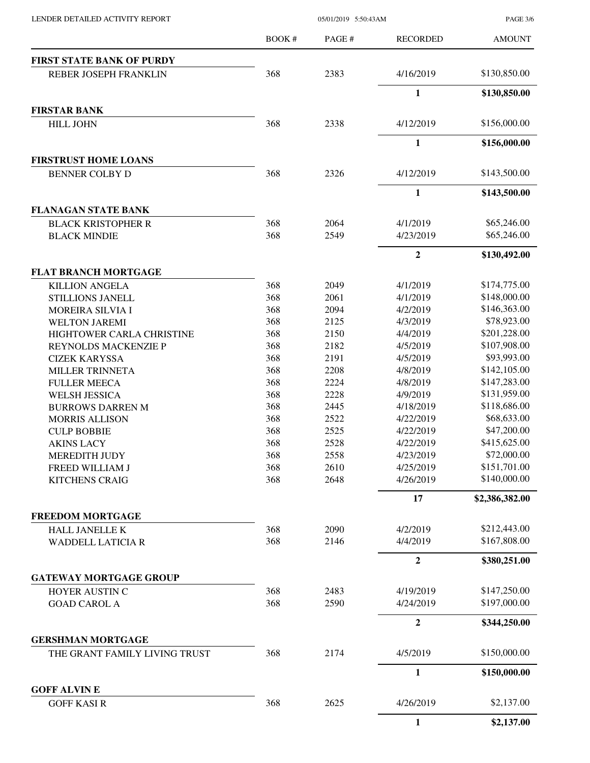| | BOOK # | PAGE # | RECORDED | AMOUNT |
|---|---|---|---|---|
| **FIRST STATE BANK OF PURDY** | | | | |
| REBER JOSEPH FRANKLIN | 368 | 2383 | 4/16/2019 | $130,850.00 |
| | | | **1** | **$130,850.00** |
| **FIRSTAR BANK** | | | | |
| HILL JOHN | 368 | 2338 | 4/12/2019 | $156,000.00 |
| | | | **1** | **$156,000.00** |
| **FIRSTRUST HOME LOANS** | | | | |
| BENNER COLBY D | 368 | 2326 | 4/12/2019 | $143,500.00 |
| | | | **1** | **$143,500.00** |
| **FLANAGAN STATE BANK** | | | | |
| BLACK KRISTOPHER R | 368 | 2064 | 4/1/2019 | $65,246.00 |
| BLACK MINDIE | 368 | 2549 | 4/23/2019 | $65,246.00 |
| | | | **2** | **$130,492.00** |
| **FLAT BRANCH MORTGAGE** | | | | |
| KILLION ANGELA | 368 | 2049 | 4/1/2019 | $174,775.00 |
| STILLIONS JANELL | 368 | 2061 | 4/1/2019 | $148,000.00 |
| MOREIRA SILVIA I | 368 | 2094 | 4/2/2019 | $146,363.00 |
| WELTON JAREMI | 368 | 2125 | 4/3/2019 | $78,923.00 |
| HIGHTOWER CARLA CHRISTINE | 368 | 2150 | 4/4/2019 | $201,228.00 |
| REYNOLDS MACKENZIE P | 368 | 2182 | 4/5/2019 | $107,908.00 |
| CIZEK KARYSSA | 368 | 2191 | 4/5/2019 | $93,993.00 |
| MILLER TRINNETA | 368 | 2208 | 4/8/2019 | $142,105.00 |
| FULLER MEECA | 368 | 2224 | 4/8/2019 | $147,283.00 |
| WELSH JESSICA | 368 | 2228 | 4/9/2019 | $131,959.00 |
| BURROWS DARREN M | 368 | 2445 | 4/18/2019 | $118,686.00 |
| MORRIS ALLISON | 368 | 2522 | 4/22/2019 | $68,633.00 |
| CULP BOBBIE | 368 | 2525 | 4/22/2019 | $47,200.00 |
| AKINS LACY | 368 | 2528 | 4/22/2019 | $415,625.00 |
| MEREDITH JUDY | 368 | 2558 | 4/23/2019 | $72,000.00 |
| FREED WILLIAM J | 368 | 2610 | 4/25/2019 | $151,701.00 |
| KITCHENS CRAIG | 368 | 2648 | 4/26/2019 | $140,000.00 |
| | | | **17** | **$2,386,382.00** |
| **FREEDOM MORTGAGE** | | | | |
| HALL JANELLE K | 368 | 2090 | 4/2/2019 | $212,443.00 |
| WADDELL LATICIA R | 368 | 2146 | 4/4/2019 | $167,808.00 |
| | | | **2** | **$380,251.00** |
| **GATEWAY MORTGAGE GROUP** | | | | |
| HOYER AUSTIN C | 368 | 2483 | 4/19/2019 | $147,250.00 |
| GOAD CAROL A | 368 | 2590 | 4/24/2019 | $197,000.00 |
| | | | **2** | **$344,250.00** |
| **GERSHMAN MORTGAGE** | | | | |
| THE GRANT FAMILY LIVING TRUST | 368 | 2174 | 4/5/2019 | $150,000.00 |
| | | | **1** | **$150,000.00** |
| **GOFF ALVIN E** | | | | |
| GOFF KASI R | 368 | 2625 | 4/26/2019 | $2,137.00 |
| | | | **1** | **$2,137.00** |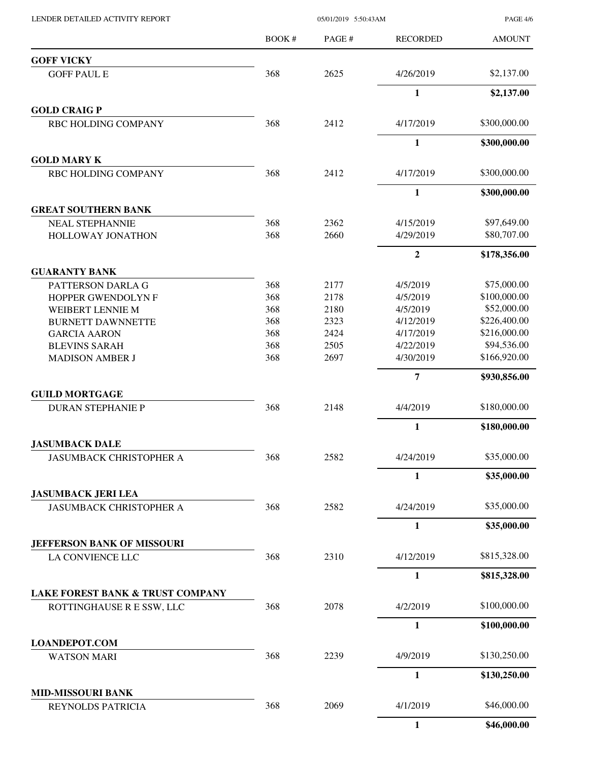| | BOOK # | PAGE # | RECORDED | AMOUNT |
|---|---|---|---|---|
| **GOFF VICKY** | | | | |
| GOFF PAUL E | 368 | 2625 | 4/26/2019 | $2,137.00 |
| | | | **1** | **$2,137.00** |
| **GOLD CRAIG P** | | | | |
| RBC HOLDING COMPANY | 368 | 2412 | 4/17/2019 | $300,000.00 |
| | | | **1** | **$300,000.00** |
| **GOLD MARY K** | | | | |
| RBC HOLDING COMPANY | 368 | 2412 | 4/17/2019 | $300,000.00 |
| | | | **1** | **$300,000.00** |
| **GREAT SOUTHERN BANK** | | | | |
| NEAL STEPHANNIE | 368 | 2362 | 4/15/2019 | $97,649.00 |
| HOLLOWAY JONATHON | 368 | 2660 | 4/29/2019 | $80,707.00 |
| | | | **2** | **$178,356.00** |
| **GUARANTY BANK** | | | | |
| PATTERSON DARLA G | 368 | 2177 | 4/5/2019 | $75,000.00 |
| HOPPER GWENDOLYN F | 368 | 2178 | 4/5/2019 | $100,000.00 |
| WEIBERT LENNIE M | 368 | 2180 | 4/5/2019 | $52,000.00 |
| BURNETT DAWNNETTE | 368 | 2323 | 4/12/2019 | $226,400.00 |
| GARCIA AARON | 368 | 2424 | 4/17/2019 | $216,000.00 |
| BLEVINS SARAH | 368 | 2505 | 4/22/2019 | $94,536.00 |
| MADISON AMBER J | 368 | 2697 | 4/30/2019 | $166,920.00 |
| | | | **7** | **$930,856.00** |
| **GUILD MORTGAGE** | | | | |
| DURAN STEPHANIE P | 368 | 2148 | 4/4/2019 | $180,000.00 |
| | | | **1** | **$180,000.00** |
| **JASUMBACK DALE** | | | | |
| JASUMBACK CHRISTOPHER A | 368 | 2582 | 4/24/2019 | $35,000.00 |
| | | | **1** | **$35,000.00** |
| **JASUMBACK JERI LEA** | | | | |
| JASUMBACK CHRISTOPHER A | 368 | 2582 | 4/24/2019 | $35,000.00 |
| | | | **1** | **$35,000.00** |
| **JEFFERSON BANK OF MISSOURI** | | | | |
| LA CONVIENCE LLC | 368 | 2310 | 4/12/2019 | $815,328.00 |
| | | | **1** | **$815,328.00** |
| **LAKE FOREST BANK & TRUST COMPANY** | | | | |
| ROTTINGHAUSE R E SSW, LLC | 368 | 2078 | 4/2/2019 | $100,000.00 |
| | | | **1** | **$100,000.00** |
| **LOANDEPOT.COM** | | | | |
| WATSON MARI | 368 | 2239 | 4/9/2019 | $130,250.00 |
| | | | **1** | **$130,250.00** |
| **MID-MISSOURI BANK** | | | | |
| REYNOLDS PATRICIA | 368 | 2069 | 4/1/2019 | $46,000.00 |
| | | | **1** | **$46,000.00** |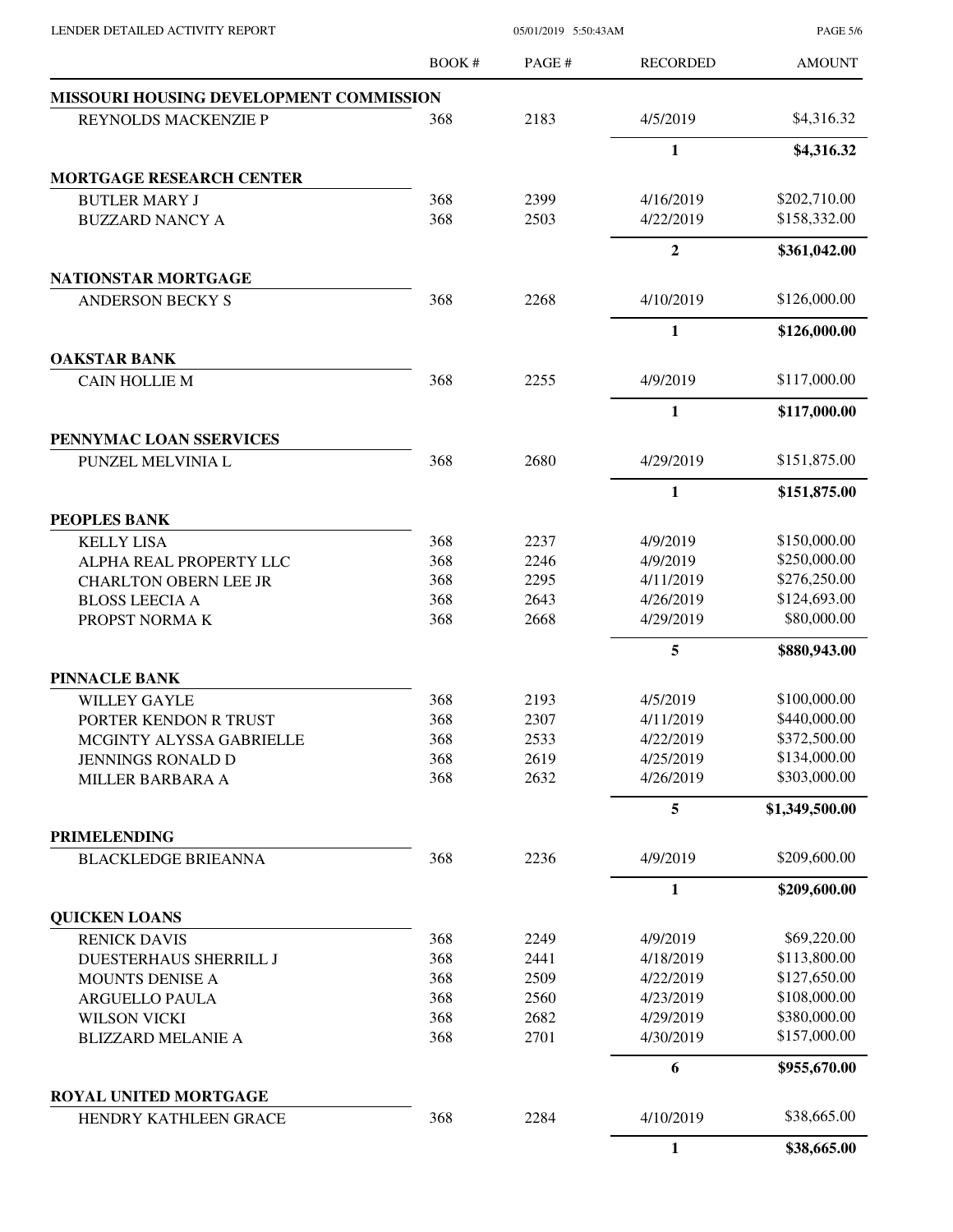| | BOOK # | PAGE # | RECORDED | AMOUNT |
|---|---|---|---|---|
| **MISSOURI HOUSING DEVELOPMENT COMMISSION** | | | | |
| REYNOLDS MACKENZIE P | 368 | 2183 | 4/5/2019 | $4,316.32 |
| | | | **1** | **$4,316.32** |
| **MORTGAGE RESEARCH CENTER** | | | | |
| BUTLER MARY J | 368 | 2399 | 4/16/2019 | $202,710.00 |
| BUZZARD NANCY A | 368 | 2503 | 4/22/2019 | $158,332.00 |
| | | | **2** | **$361,042.00** |
| **NATIONSTAR MORTGAGE** | | | | |
| ANDERSON BECKY S | 368 | 2268 | 4/10/2019 | $126,000.00 |
| | | | **1** | **$126,000.00** |
| **OAKSTAR BANK** | | | | |
| CAIN HOLLIE M | 368 | 2255 | 4/9/2019 | $117,000.00 |
| | | | **1** | **$117,000.00** |
| **PENNYMAC LOAN SSERVICES** | | | | |
| PUNZEL MELVINIA L | 368 | 2680 | 4/29/2019 | $151,875.00 |
| | | | **1** | **$151,875.00** |
| **PEOPLES BANK** | | | | |
| KELLY LISA | 368 | 2237 | 4/9/2019 | $150,000.00 |
| ALPHA REAL PROPERTY LLC | 368 | 2246 | 4/9/2019 | $250,000.00 |
| CHARLTON OBERN LEE JR | 368 | 2295 | 4/11/2019 | $276,250.00 |
| BLOSS LEECIA A | 368 | 2643 | 4/26/2019 | $124,693.00 |
| PROPST NORMA K | 368 | 2668 | 4/29/2019 | $80,000.00 |
| | | | **5** | **$880,943.00** |
| **PINNACLE BANK** | | | | |
| WILLEY GAYLE | 368 | 2193 | 4/5/2019 | $100,000.00 |
| PORTER KENDON R TRUST | 368 | 2307 | 4/11/2019 | $440,000.00 |
| MCGINTY ALYSSA GABRIELLE | 368 | 2533 | 4/22/2019 | $372,500.00 |
| JENNINGS RONALD D | 368 | 2619 | 4/25/2019 | $134,000.00 |
| MILLER BARBARA A | 368 | 2632 | 4/26/2019 | $303,000.00 |
| | | | **5** | **$1,349,500.00** |
| **PRIMELENDING** | | | | |
| BLACKLEDGE BRIEANNA | 368 | 2236 | 4/9/2019 | $209,600.00 |
| | | | **1** | **$209,600.00** |
| **QUICKEN LOANS** | | | | |
| RENICK DAVIS | 368 | 2249 | 4/9/2019 | $69,220.00 |
| DUESTERHAUS SHERRILL J | 368 | 2441 | 4/18/2019 | $113,800.00 |
| MOUNTS DENISE A | 368 | 2509 | 4/22/2019 | $127,650.00 |
| ARGUELLO PAULA | 368 | 2560 | 4/23/2019 | $108,000.00 |
| WILSON VICKI | 368 | 2682 | 4/29/2019 | $380,000.00 |
| BLIZZARD MELANIE A | 368 | 2701 | 4/30/2019 | $157,000.00 |
| | | | **6** | **$955,670.00** |
| **ROYAL UNITED MORTGAGE** | | | | |
| HENDRY KATHLEEN GRACE | 368 | 2284 | 4/10/2019 | $38,665.00 |
| | | | **1** | **$38,665.00** |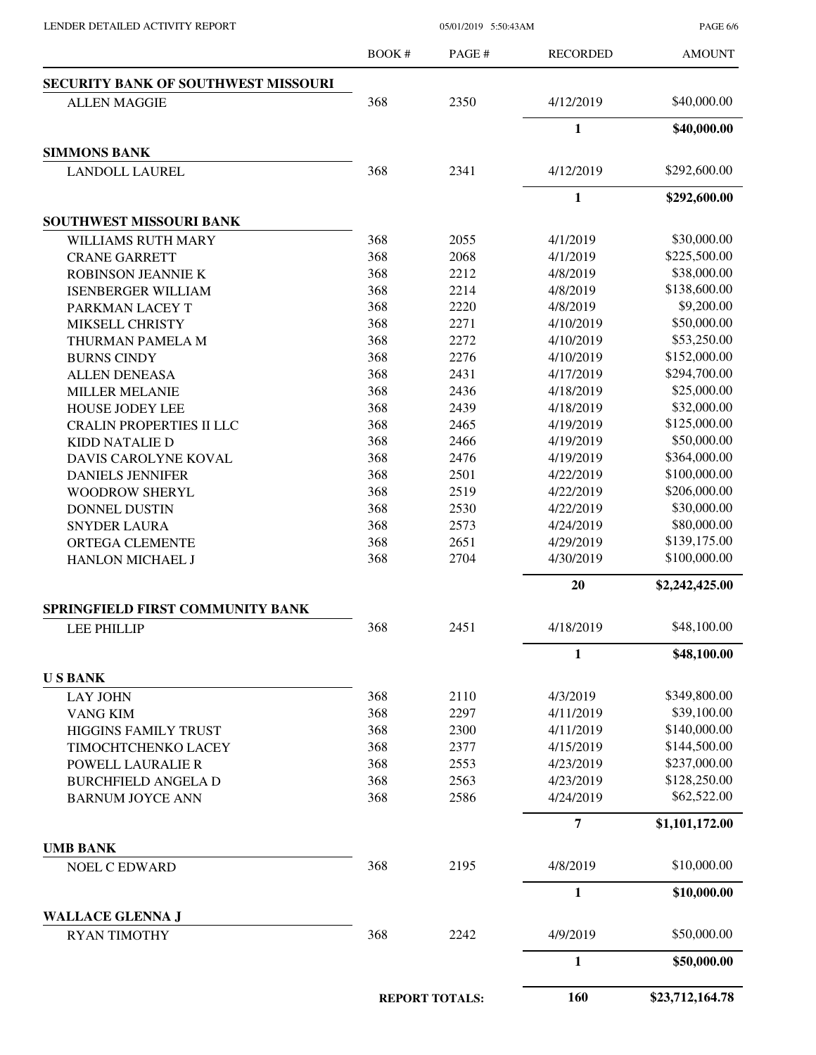| | BOOK # | PAGE # | RECORDED | AMOUNT |
|---|---|---|---|---|
| **SECURITY BANK OF SOUTHWEST MISSOURI** | | | | |
| ALLEN MAGGIE | 368 | 2350 | 4/12/2019 | $40,000.00 |
| | | | **1** | **$40,000.00** |
| **SIMMONS BANK** | | | | |
| LANDOLL LAUREL | 368 | 2341 | 4/12/2019 | $292,600.00 |
| | | | **1** | **$292,600.00** |
| **SOUTHWEST MISSOURI BANK** | | | | |
| WILLIAMS RUTH MARY | 368 | 2055 | 4/1/2019 | $30,000.00 |
| CRANE GARRETT | 368 | 2068 | 4/1/2019 | $225,500.00 |
| ROBINSON JEANNIE K | 368 | 2212 | 4/8/2019 | $38,000.00 |
| ISENBERGER WILLIAM | 368 | 2214 | 4/8/2019 | $138,600.00 |
| PARKMAN LACEY T | 368 | 2220 | 4/8/2019 | $9,200.00 |
| MIKSELL CHRISTY | 368 | 2271 | 4/10/2019 | $50,000.00 |
| THURMAN PAMELA M | 368 | 2272 | 4/10/2019 | $53,250.00 |
| BURNS CINDY | 368 | 2276 | 4/10/2019 | $152,000.00 |
| ALLEN DENEASA | 368 | 2431 | 4/17/2019 | $294,700.00 |
| MILLER MELANIE | 368 | 2436 | 4/18/2019 | $25,000.00 |
| HOUSE JODEY LEE | 368 | 2439 | 4/18/2019 | $32,000.00 |
| CRALIN PROPERTIES II LLC | 368 | 2465 | 4/19/2019 | $125,000.00 |
| KIDD NATALIE D | 368 | 2466 | 4/19/2019 | $50,000.00 |
| DAVIS CAROLYNE KOVAL | 368 | 2476 | 4/19/2019 | $364,000.00 |
| DANIELS JENNIFER | 368 | 2501 | 4/22/2019 | $100,000.00 |
| WOODROW SHERYL | 368 | 2519 | 4/22/2019 | $206,000.00 |
| DONNEL DUSTIN | 368 | 2530 | 4/22/2019 | $30,000.00 |
| SNYDER LAURA | 368 | 2573 | 4/24/2019 | $80,000.00 |
| ORTEGA CLEMENTE | 368 | 2651 | 4/29/2019 | $139,175.00 |
| HANLON MICHAEL J | 368 | 2704 | 4/30/2019 | $100,000.00 |
| | | | **20** | **$2,242,425.00** |
| **SPRINGFIELD FIRST COMMUNITY BANK** | | | | |
| LEE PHILLIP | 368 | 2451 | 4/18/2019 | $48,100.00 |
| | | | **1** | **$48,100.00** |
| **U S BANK** | | | | |
| LAY JOHN | 368 | 2110 | 4/3/2019 | $349,800.00 |
| VANG KIM | 368 | 2297 | 4/11/2019 | $39,100.00 |
| HIGGINS FAMILY TRUST | 368 | 2300 | 4/11/2019 | $140,000.00 |
| TIMOCHTCHENKO LACEY | 368 | 2377 | 4/15/2019 | $144,500.00 |
| POWELL LAURALIE R | 368 | 2553 | 4/23/2019 | $237,000.00 |
| BURCHFIELD ANGELA D | 368 | 2563 | 4/23/2019 | $128,250.00 |
| BARNUM JOYCE ANN | 368 | 2586 | 4/24/2019 | $62,522.00 |
| | | | **7** | **$1,101,172.00** |
| **UMB BANK** | | | | |
| NOEL C EDWARD | 368 | 2195 | 4/8/2019 | $10,000.00 |
| | | | **1** | **$10,000.00** |
| **WALLACE GLENNA J** | | | | |
| RYAN TIMOTHY | 368 | 2242 | 4/9/2019 | $50,000.00 |
| | | | **1** | **$50,000.00** |
| | | **REPORT TOTALS:** | **160** | **$23,712,164.78** |